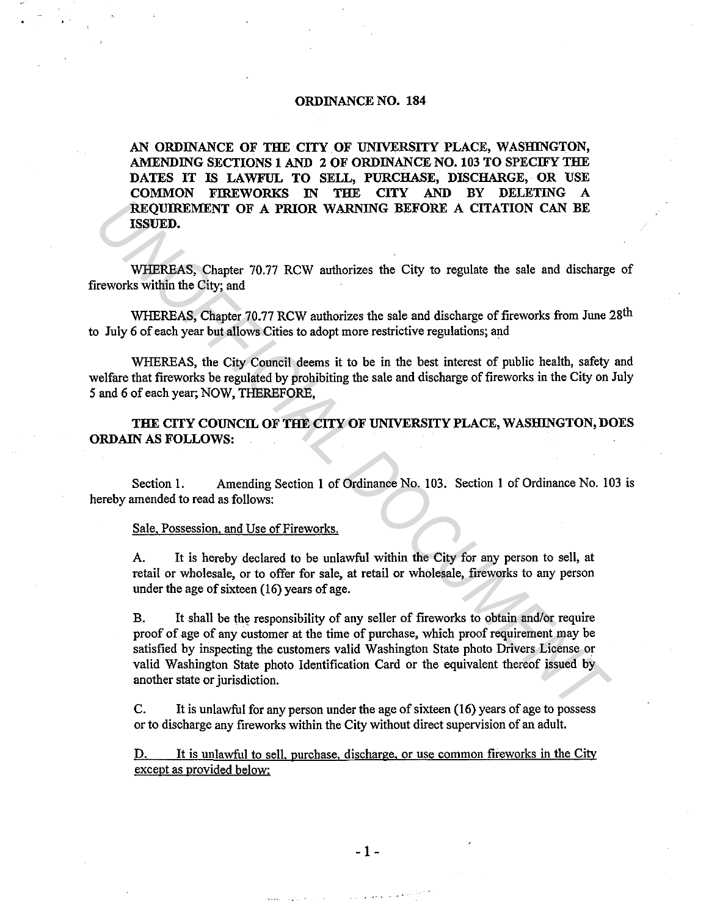# ORDINANCE NO. 184

**AN ORDINANCE OF THE CITY OF UNIVERSITY PLACE, WASHINGTON, AMENDING SECTIONS 1 AND 2 OF ORDINANCE NO. 103 TO SPECIFY THE DATES IT IS LAWFUL TO SELL, PURCHASE, DISCHARGE, OR USE COMMON FIREWORKS IN THE CITY AND BY DELETING A REQUIREMENT OF A PRIOR WARNING BEFORE A CITATION CAN BE ISSUED.**

WHEREAS, Chapter 70.77 RCW authorizes the City to regulate the sale and discharge of fireworks within the City; and

WHEREAS, Chapter 70.77 RCW authorizes the sale and discharge of fireworks from June 28th to July 6 of each year but allows Cities to adopt more restrictive regulations; and

WHEREAS, the City Council deems it to be in the best interest of public health, safety and welfare that fireworks be regulated by prohibiting the sale and discharge of fireworks in the City on July 5 and 6 of each year; NOW, THEREFORE,

**THE CITY COUNCIL OF THE CITY OF UNIVERSITY PLACE, WASHINGTON, DOES ORDAIN AS FOLLOWS:**

Section 1. Amending Section 1 of Ordinance No. 103. Section 1 of Ordinance No. 103 is hereby amended to read as follows:

Sale, Possession, and Use of Fireworks.

A. It is hereby declared to be unlawful within the City for any person to sell, at retail or wholesale, or to offer for sale, at retail or wholesale, fireworks to any person under the age of sixteen (16) years of age.

B. It shall be the responsibility of any seller of fireworks to obtain and/or require proof of age of any customer at the time of purchase, which proof requirement may be satisfied by inspecting the customers valid Washington State photo Drivers License or valid Washington State photo Identification Card or the equivalent thereof issued by another state or jurisdiction.

C. It is unlawful for any person under the age of sixteen (16) years of age to possess or to discharge any fireworks within the City without direct supervision of an adult.

D. It is unlawful to sell, purchase, discharge, or use common fireworks in the City except as provided below: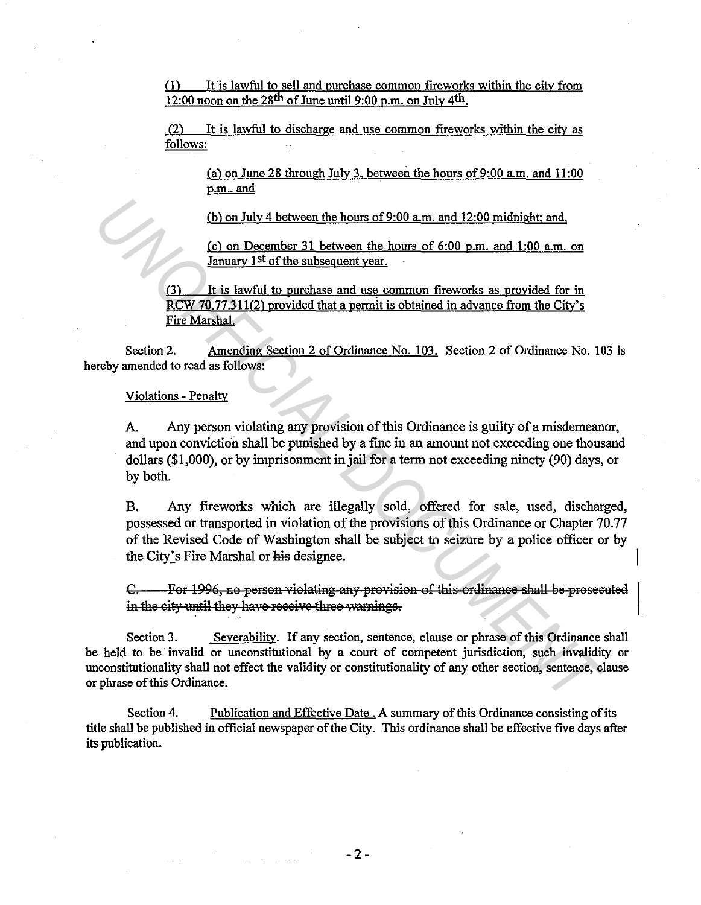(1) It is lawful to sell and purchase common fireworks within the city from 12:00 noon on the 28th of June until 9:00 p.m. on July 4th.

(2) It is lawful to discharge and use common fireworks within the city as follows:

(a) on June 28 through July 3, between the hours of 9:00 a.m. and 11:00 p.m., and

(b) on July 4 between the hours of 9:00 a.m. and 12:00 midnight; and,

(c) on December 31 between the hours of 6:00 p.m. and 1:00 a.m. on January 1st of the subsequent year.

(3) It is lawful to purchase and use common fireworks as provided for in RCW 70.77.311(2) provided that a permit is obtained in advance from the City's Fire Marshal.

Section 2. Amending Section 2 of Ordinance No. 103. Section 2 of Ordinance No. 103 is hereby amended to read as follows:

Violations - Penalty

A. Any person violating any provision of this Ordinance is guilty of a misdemeanor, and upon conviction shall be punished by a fine in an amount not exceeding one thousand dollars ($1,000), or by imprisonment in jail for a term not exceeding ninety (90) days, or by both.

B. Any fireworks which are illegally sold, offered for sale, used, discharged, possessed or transported in violation of the provisions of this Ordinance or Chapter 70.77 of the Revised Code of Washington shall be subject to seizure by a police officer or by the City's Fire Marshal or ~~his~~ designee.

~~C. For 1996, no person violating any provision of this ordinance shall be prosecuted in the city until they have receive three warnings.~~

Section 3. Severability. If any section, sentence, clause or phrase of this Ordinance shall be held to be invalid or unconstitutional by a court of competent jurisdiction, such invalidity or unconstitutionality shall not effect the validity or constitutionality of any other section, sentence, clause or phrase of this Ordinance.

Section 4. Publication and Effective Date. A summary of this Ordinance consisting of its title shall be published in official newspaper of the City. This ordinance shall be effective five days after its publication.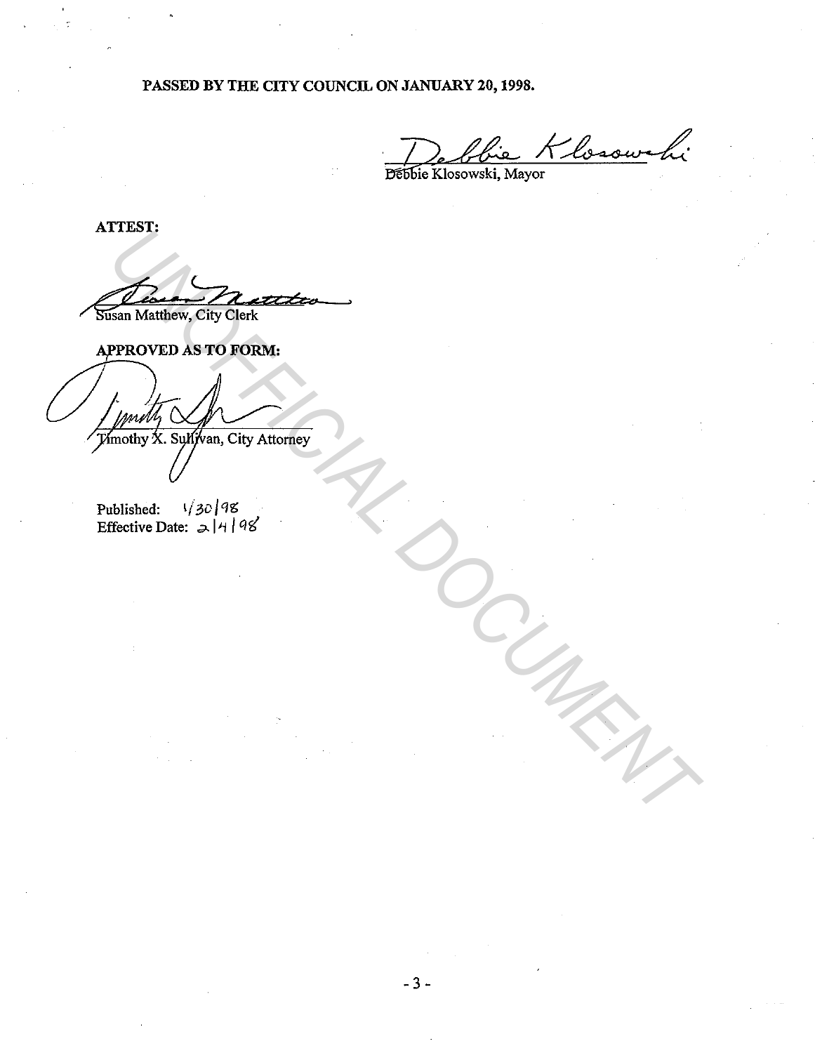**PASSED BY THE CITY COUNCIL ON JANUARY 20, 1998.**

Debbie Klosowski

Debbie Klosowski, Mayor

**ATTEST:**

Susan Matthew

Susan Matthew, City Clerk

**APPROVED AS TO FORM:**

Timothy X. Sullivan

Timothy X. Sullivan, City Attorney

Published: 1/30/98
Effective Date: 2/4/98